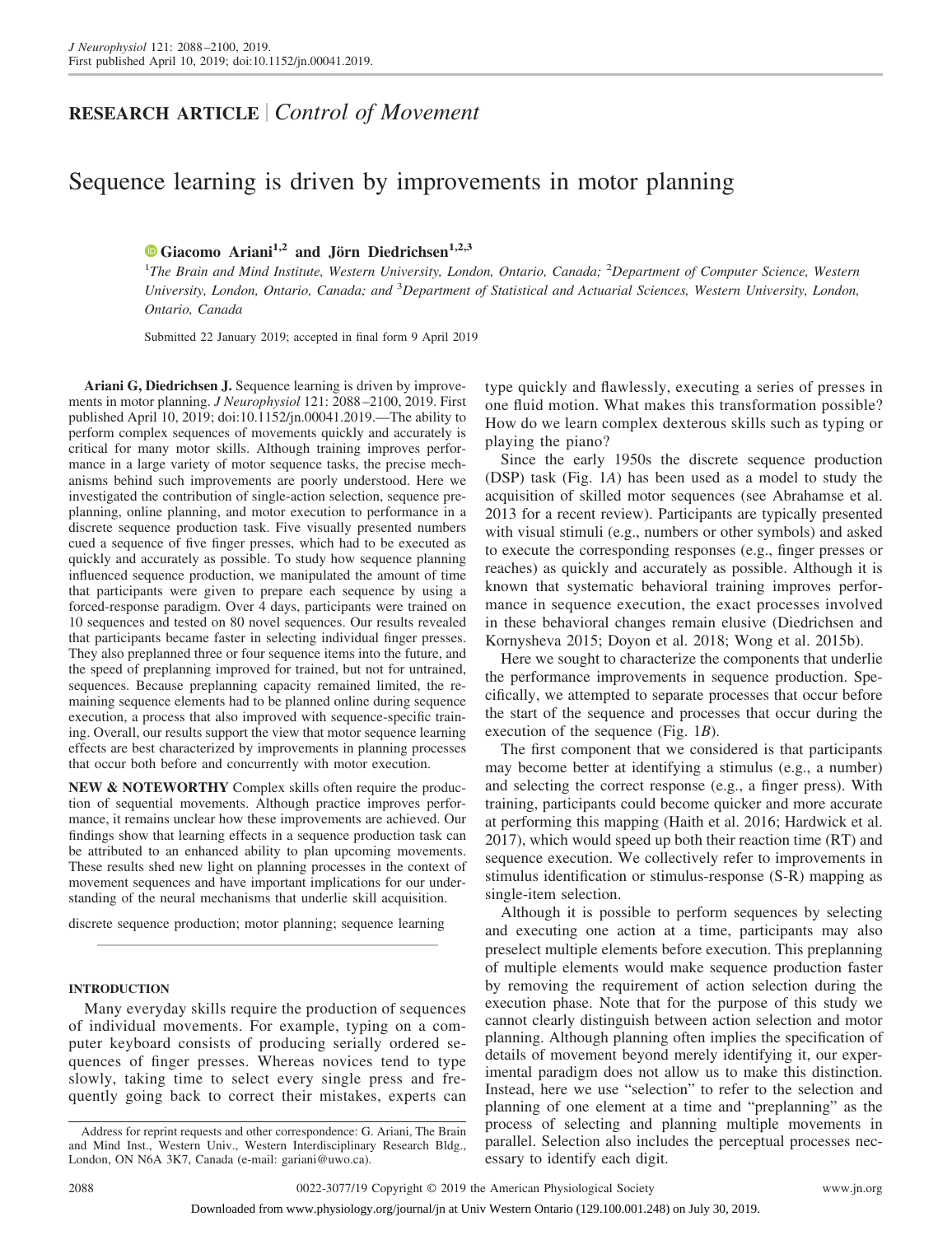RESEARCH ARTICLE | *Control of Movement*

# Sequence learning is driven by improvements in motor planning

**Giacomo Ariani[1,2] and Jörn Diedrichsen[1,2,3]**

[1]The Brain and Mind Institute, Western University, London, Ontario, Canada; [2]Department of Computer Science, Western University, London, Ontario, Canada; and [3]Department of Statistical and Actuarial Sciences, Western University, London, Ontario, Canada

Submitted 22 January 2019; accepted in final form 9 April 2019

**Ariani G, Diedrichsen J.** Sequence learning is driven by improvements in motor planning. *J Neurophysiol* 121: 2088–2100, 2019. First published April 10, 2019; doi:10.1152/jn.00041.2019.—The ability to perform complex sequences of movements quickly and accurately is critical for many motor skills. Although training improves performance in a large variety of motor sequence tasks, the precise mechanisms behind such improvements are poorly understood. Here we investigated the contribution of single-action selection, sequence preplanning, online planning, and motor execution to performance in a discrete sequence production task. Five visually presented numbers cued a sequence of five finger presses, which had to be executed as quickly and accurately as possible. To study how sequence planning influenced sequence production, we manipulated the amount of time that participants were given to prepare each sequence by using a forced-response paradigm. Over 4 days, participants were trained on 10 sequences and tested on 80 novel sequences. Our results revealed that participants became faster in selecting individual finger presses. They also preplanned three or four sequence items into the future, and the speed of preplanning improved for trained, but not for untrained, sequences. Because preplanning capacity remained limited, the remaining sequence elements had to be planned online during sequence execution, a process that also improved with sequence-specific training. Overall, our results support the view that motor sequence learning effects are best characterized by improvements in planning processes that occur both before and concurrently with motor execution.

**NEW & NOTEWORTHY** Complex skills often require the production of sequential movements. Although practice improves performance, it remains unclear how these improvements are achieved. Our findings show that learning effects in a sequence production task can be attributed to an enhanced ability to plan upcoming movements. These results shed new light on planning processes in the context of movement sequences and have important implications for our understanding of the neural mechanisms that underlie skill acquisition.

discrete sequence production; motor planning; sequence learning

## INTRODUCTION

Many everyday skills require the production of sequences of individual movements. For example, typing on a computer keyboard consists of producing serially ordered sequences of finger presses. Whereas novices tend to type slowly, taking time to select every single press and frequently going back to correct their mistakes, experts can type quickly and flawlessly, executing a series of presses in one fluid motion. What makes this transformation possible? How do we learn complex dexterous skills such as typing or playing the piano?

Since the early 1950s the discrete sequence production (DSP) task (Fig. 1*A*) has been used as a model to study the acquisition of skilled motor sequences (see Abrahamse et al. 2013 for a recent review). Participants are typically presented with visual stimuli (e.g., numbers or other symbols) and asked to execute the corresponding responses (e.g., finger presses or reaches) as quickly and accurately as possible. Although it is known that systematic behavioral training improves performance in a large variety of motor sequence tasks, the exact processes involved in these behavioral changes remain elusive (Diedrichsen and Kornysheva 2015; Doyon et al. 2018; Wong et al. 2015b).

Here we sought to characterize the components that underlie the performance improvements in sequence production. Specifically, we attempted to separate processes that occur before the start of the sequence and processes that occur during the execution of the sequence (Fig. 1*B*).

The first component that we considered is that participants may become better at identifying a stimulus (e.g., a number) and selecting the correct response (e.g., a finger press). With training, participants could become quicker and more accurate at performing this mapping (Haith et al. 2016; Hardwick et al. 2017), which would speed up both their reaction time (RT) and sequence execution. We collectively refer to improvements in stimulus identification or stimulus-response (S-R) mapping as single-item selection.

Although it is possible to perform sequences by selecting and executing one action at a time, participants may also preselect multiple elements before execution. This preplanning of multiple elements would make sequence production faster by removing the requirement of action selection during the execution phase. Note that for the purpose of this study we cannot clearly distinguish between action selection and motor planning. Although planning often implies the specification of details of movement beyond merely identifying it, our experimental paradigm does not allow us to make this distinction. Instead, here we use "selection" to refer to the selection and planning of one element at a time and "preplanning" as the process of selecting and planning multiple movements in parallel. Selection also includes the perceptual processes necessary to identify each digit.

Address for reprint requests and other correspondence: G. Ariani, The Brain and Mind Inst., Western Univ., Western Interdisciplinary Research Bldg., London, ON N6A 3K7, Canada (e-mail: gariani@uwo.ca).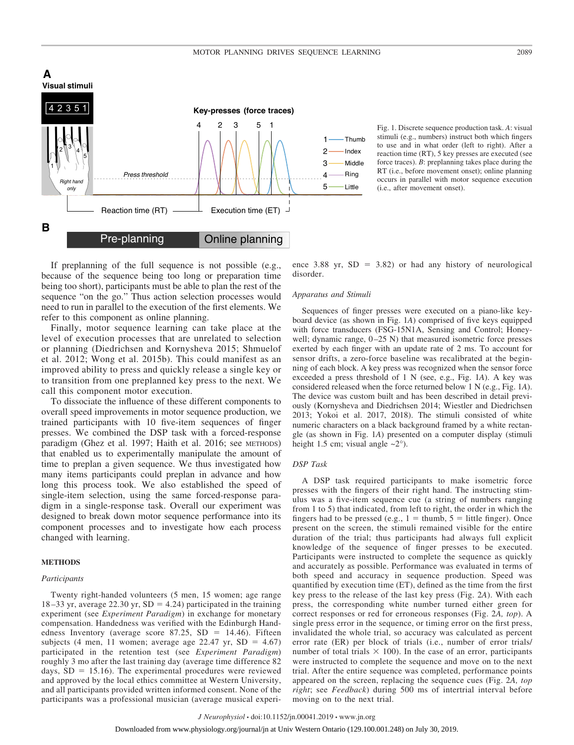Fig. 1. Discrete sequence production task. *A*: visual stimuli (e.g., numbers) instruct both which fingers to use and in what order (left to right). After a reaction time (RT), 5 key presses are executed (see force traces). *B*: preplanning takes place during the RT (i.e., before movement onset); online planning occurs in parallel with motor sequence execution (i.e., after movement onset).

If preplanning of the full sequence is not possible (e.g., because of the sequence being too long or preparation time being too short), participants must be able to plan the rest of the sequence "on the go." Thus action selection processes would need to run in parallel to the execution of the first elements. We refer to this component as online planning.

Finally, motor sequence learning can take place at the level of execution processes that are unrelated to selection or planning (Diedrichsen and Kornysheva 2015; Shmuelof et al. 2012; Wong et al. 2015b). This could manifest as an improved ability to press and quickly release a single key or to transition from one preplanned key press to the next. We call this component motor execution.

To dissociate the influence of these different components to overall speed improvements in motor sequence production, we trained participants with 10 five-item sequences of finger presses. We combined the DSP task with a forced-response paradigm (Ghez et al. 1997; Haith et al. 2016; see METHODS) that enabled us to experimentally manipulate the amount of time to preplan a given sequence. We thus investigated how many items participants could preplan in advance and how long this process took. We also established the speed of single-item selection, using the same forced-response paradigm in a single-response task. Overall our experiment was designed to break down motor sequence performance into its component processes and to investigate how each process changed with learning.

## METHODS

### *Participants*

Twenty right-handed volunteers (5 men, 15 women; age range 18–33 yr, average 22.30 yr, SD = 4.24) participated in the training experiment (see *Experiment Paradigm*) in exchange for monetary compensation. Handedness was verified with the Edinburgh Handedness Inventory (average score 87.25, SD = 14.46). Fifteen subjects (4 men, 11 women; average age 22.47 yr, SD = 4.67) participated in the retention test (see *Experiment Paradigm*) roughly 3 mo after the last training day (average time difference 82 days, SD = 15.16). The experimental procedures were reviewed and approved by the local ethics committee at Western University, and all participants provided written informed consent. None of the participants was a professional musician (average musical experience 3.88 yr, SD = 3.82) or had any history of neurological disorder.

### *Apparatus and Stimuli*

Sequences of finger presses were executed on a piano-like keyboard device (as shown in Fig. 1*A*) comprised of five keys equipped with force transducers (FSG-15N1A, Sensing and Control; Honeywell; dynamic range, 0–25 N) that measured isometric force presses exerted by each finger with an update rate of 2 ms. To account for sensor drifts, a zero-force baseline was recalibrated at the beginning of each block. A key press was recognized when the sensor force exceeded a press threshold of 1 N (see, e.g., Fig. 1*A*). A key was considered released when the force returned below 1 N (e.g., Fig. 1*A*). The device was custom built and has been described in detail previously (Kornysheva and Diedrichsen 2014; Wiestler and Diedrichsen 2013; Yokoi et al. 2017, 2018). The stimuli consisted of white numeric characters on a black background framed by a white rectangle (as shown in Fig. 1*A*) presented on a computer display (stimuli height 1.5 cm; visual angle ~2°).

### *DSP Task*

A DSP task required participants to make isometric force presses with the fingers of their right hand. The instructing stimulus was a five-item sequence cue (a string of numbers ranging from 1 to 5) that indicated, from left to right, the order in which the fingers had to be pressed (e.g., 1 = thumb, 5 = little finger). Once present on the screen, the stimuli remained visible for the entire duration of the trial; thus participants had always full explicit knowledge of the sequence of finger presses to be executed. Participants were instructed to complete the sequence as quickly and accurately as possible. Performance was evaluated in terms of both speed and accuracy in sequence production. Speed was quantified by execution time (ET), defined as the time from the first key press to the release of the last key press (Fig. 2*A*). With each press, the corresponding white number turned either green for correct responses or red for erroneous responses (Fig. 2*A, top*). A single press error in the sequence, or timing error on the first press, invalidated the whole trial, so accuracy was calculated as percent error rate (ER) per block of trials (i.e., number of error trials/number of total trials × 100). In the case of an error, participants were instructed to complete the sequence and move on to the next trial. After the entire sequence was completed, performance points appeared on the screen, replacing the sequence cues (Fig. 2*A, top right*; see *Feedback*) during 500 ms of intertrial interval before moving on to the next trial.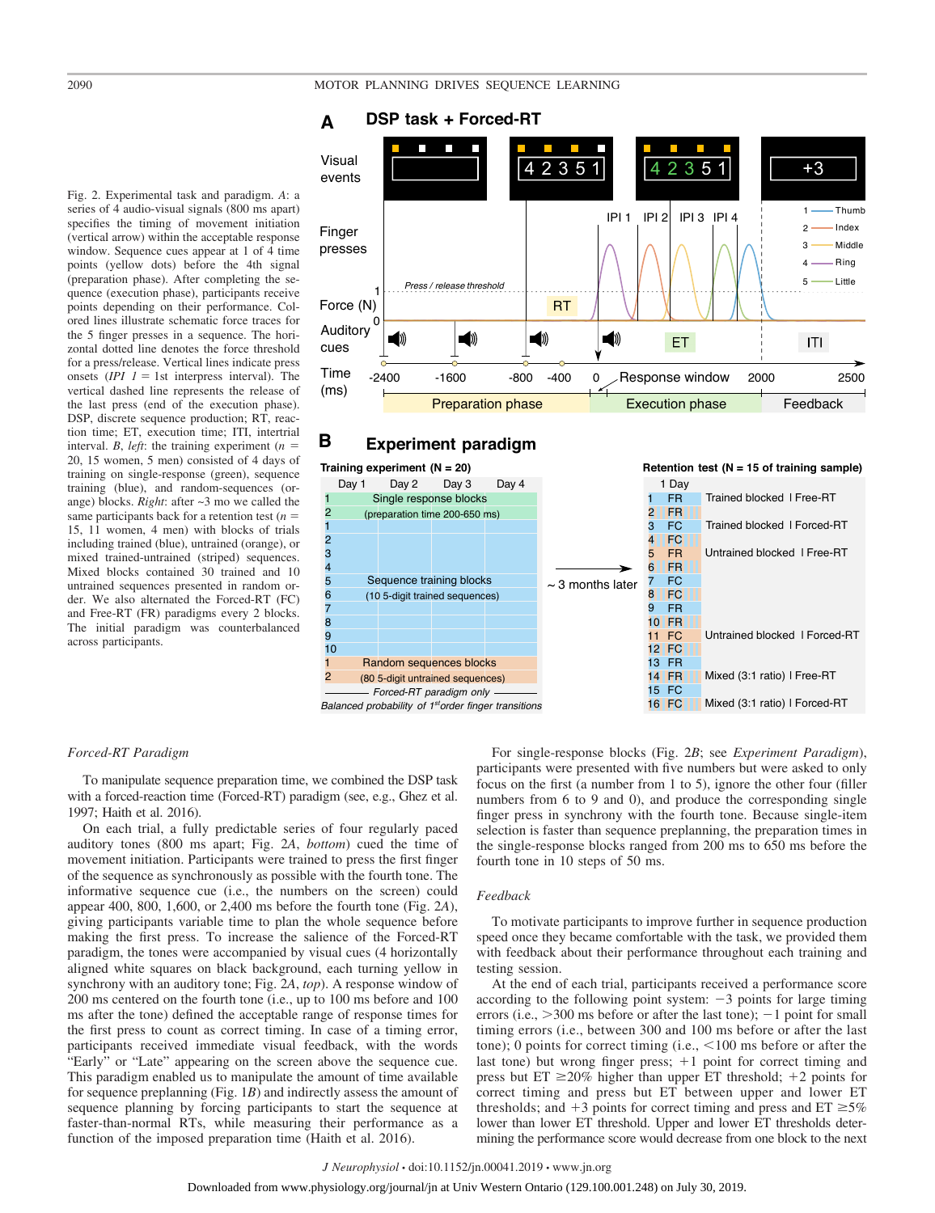Fig. 2. Experimental task and paradigm. *A*: a series of 4 audio-visual signals (800 ms apart) specifies the timing of movement initiation (vertical arrow) within the acceptable response window. Sequence cues appear at 1 of 4 time points (yellow dots) before the 4th signal (preparation phase). After completing the sequence (execution phase), participants receive points depending on their performance. Colored lines illustrate schematic force traces for the 5 finger presses in a sequence. The horizontal dotted line denotes the force threshold for a press/release. Vertical lines indicate press onsets (*IPI 1* = 1st interpress interval). The vertical dashed line represents the release of the last press (end of the execution phase). DSP, discrete sequence production; RT, reaction time; ET, execution time; ITI, intertrial interval. *B*, *left*: the training experiment (*n* = 20, 15 women, 5 men) consisted of 4 days of training on single-response (green), sequence training (blue), and random-sequences (orange) blocks. *Right*: after ~3 mo we called the same participants back for a retention test (*n* = 15, 11 women, 4 men) with blocks of trials including trained (blue), untrained (orange), or mixed trained-untrained (striped) sequences. Mixed blocks contained 30 trained and 10 untrained sequences presented in random order. We also alternated the Forced-RT (FC) and Free-RT (FR) paradigms every 2 blocks. The initial paradigm was counterbalanced across participants.

### Forced-RT Paradigm

To manipulate sequence preparation time, we combined the DSP task with a forced-reaction time (Forced-RT) paradigm (see, e.g., Ghez et al. 1997; Haith et al. 2016).

On each trial, a fully predictable series of four regularly paced auditory tones (800 ms apart; Fig. 2*A*, *bottom*) cued the time of movement initiation. Participants were trained to press the first finger of the sequence as synchronously as possible with the fourth tone. The informative sequence cue (i.e., the numbers on the screen) could appear 400, 800, 1,600, or 2,400 ms before the fourth tone (Fig. 2*A*), giving participants variable time to plan the whole sequence before making the first press. To increase the salience of the Forced-RT paradigm, the tones were accompanied by visual cues (4 horizontally aligned white squares on black background, each turning yellow in synchrony with an auditory tone; Fig. 2*A*, *top*). A response window of 200 ms centered on the fourth tone (i.e., up to 100 ms before and 100 ms after the tone) defined the acceptable range of response times for the first press to count as correct timing. In case of a timing error, participants received immediate visual feedback, with the words "Early" or "Late" appearing on the screen above the sequence cue. This paradigm enabled us to manipulate the amount of time available for sequence preplanning (Fig. 1*B*) and indirectly assess the amount of sequence planning by forcing participants to start the sequence at faster-than-normal RTs, while measuring their performance as a function of the imposed preparation time (Haith et al. 2016).

For single-response blocks (Fig. 2*B*; see *Experiment Paradigm*), participants were presented with five numbers but were asked to only focus on the first (a number from 1 to 5), ignore the other four (filler numbers from 6 to 9 and 0), and produce the corresponding single finger press in synchrony with the fourth tone. Because single-item selection is faster than sequence preplanning, the preparation times in the single-response blocks ranged from 200 ms to 650 ms before the fourth tone in 10 steps of 50 ms.

### Feedback

To motivate participants to improve further in sequence production speed once they became comfortable with the task, we provided them with feedback about their performance throughout each training and testing session.

At the end of each trial, participants received a performance score according to the following point system: −3 points for large timing errors (i.e., >300 ms before or after the last tone); −1 point for small timing errors (i.e., between 300 and 100 ms before or after the last tone); 0 points for correct timing (i.e., <100 ms before or after the last tone) but wrong finger press; +1 point for correct timing and press but ET ≥20% higher than upper ET threshold; +2 points for correct timing and press but ET between upper and lower ET thresholds; and +3 points for correct timing and press and ET ≥5% lower than lower ET threshold. Upper and lower ET thresholds determining the performance score would decrease from one block to the next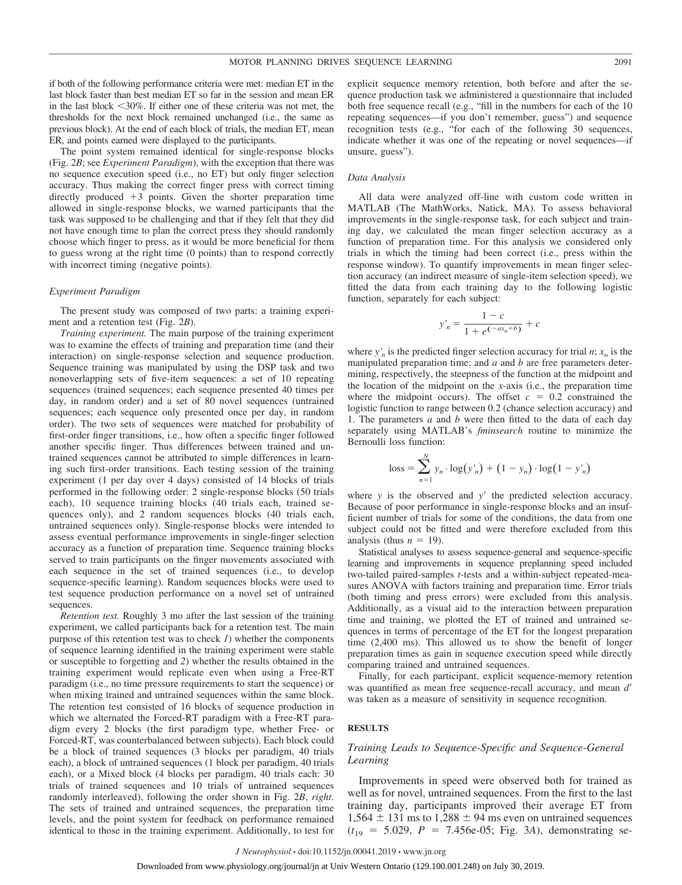if both of the following performance criteria were met: median ET in the last block faster than best median ET so far in the session and mean ER in the last block <30%. If either one of these criteria was not met, the thresholds for the next block remained unchanged (i.e., the same as previous block). At the end of each block of trials, the median ET, mean ER, and points earned were displayed to the participants.

The point system remained identical for single-response blocks (Fig. 2*B*; see *Experiment Paradigm*), with the exception that there was no sequence execution speed (i.e., no ET) but only finger selection accuracy. Thus making the correct finger press with correct timing directly produced +3 points. Given the shorter preparation time allowed in single-response blocks, we warned participants that the task was supposed to be challenging and that if they felt that they did not have enough time to plan the correct press they should randomly choose which finger to press, as it would be more beneficial for them to guess wrong at the right time (0 points) than to respond correctly with incorrect timing (negative points).

### *Experiment Paradigm*

The present study was composed of two parts: a training experiment and a retention test (Fig. 2*B*).

*Training experiment.* The main purpose of the training experiment was to examine the effects of training and preparation time (and their interaction) on single-response selection and sequence production. Sequence training was manipulated by using the DSP task and two nonoverlapping sets of five-item sequences: a set of 10 repeating sequences (trained sequences; each sequence presented 40 times per day, in random order) and a set of 80 novel sequences (untrained sequences; each sequence only presented once per day, in random order). The two sets of sequences were matched for probability of first-order finger transitions, i.e., how often a specific finger followed another specific finger. Thus differences between trained and untrained sequences cannot be attributed to simple differences in learning such first-order transitions. Each testing session of the training experiment (1 per day over 4 days) consisted of 14 blocks of trials performed in the following order: 2 single-response blocks (50 trials each), 10 sequence training blocks (40 trials each, trained sequences only), and 2 random sequences blocks (40 trials each, untrained sequences only). Single-response blocks were intended to assess eventual performance improvements in single-finger selection accuracy as a function of preparation time. Sequence training blocks served to train participants on the finger movements associated with each sequence in the set of trained sequences (i.e., to develop sequence-specific learning). Random sequences blocks were used to test sequence production performance on a novel set of untrained sequences.

*Retention test.* Roughly 3 mo after the last session of the training experiment, we called participants back for a retention test. The main purpose of this retention test was to check *1*) whether the components of sequence learning identified in the training experiment were stable or susceptible to forgetting and *2*) whether the results obtained in the training experiment would replicate even when using a Free-RT paradigm (i.e., no time pressure requirements to start the sequence) or when mixing trained and untrained sequences within the same block. The retention test consisted of 16 blocks of sequence production in which we alternated the Forced-RT paradigm with a Free-RT paradigm every 2 blocks (the first paradigm type, whether Free- or Forced-RT, was counterbalanced between subjects). Each block could be a block of trained sequences (3 blocks per paradigm, 40 trials each), a block of untrained sequences (1 block per paradigm, 40 trials each), or a Mixed block (4 blocks per paradigm, 40 trials each: 30 trials of trained sequences and 10 trials of untrained sequences randomly interleaved), following the order shown in Fig. 2*B*, *right*. The sets of trained and untrained sequences, the preparation time levels, and the point system for feedback on performance remained identical to those in the training experiment. Additionally, to test for explicit sequence memory retention, both before and after the sequence production task we administered a questionnaire that included both free sequence recall (e.g., "fill in the numbers for each of the 10 repeating sequences—if you don't remember, guess") and sequence recognition tests (e.g., "for each of the following 30 sequences, indicate whether it was one of the repeating or novel sequences—if unsure, guess").

### *Data Analysis*

All data were analyzed off-line with custom code written in MATLAB (The MathWorks, Natick, MA). To assess behavioral improvements in the single-response task, for each subject and training day, we calculated the mean finger selection accuracy as a function of preparation time. For this analysis we considered only trials in which the timing had been correct (i.e., press within the response window). To quantify improvements in mean finger selection accuracy (an indirect measure of single-item selection speed), we fitted the data from each training day to the following logistic function, separately for each subject:

$$y'_n = \frac{1 - c}{1 + e^{(-ax_n + b)}} + c$$

where $y'_n$ is the predicted finger selection accuracy for trial $n$; $x_n$ is the manipulated preparation time; and $a$ and $b$ are free parameters determining, respectively, the steepness of the function at the midpoint and the location of the midpoint on the $x$-axis (i.e., the preparation time where the midpoint occurs). The offset $c = 0.2$ constrained the logistic function to range between 0.2 (chance selection accuracy) and 1. The parameters $a$ and $b$ were then fitted to the data of each day separately using MATLAB's *fminsearch* routine to minimize the Bernoulli loss function:

$$\text{loss} = \sum_{n=1}^{N} y_n \cdot \log(y'_n) + (1 - y_n) \cdot \log(1 - y'_n)$$

where $y$ is the observed and $y'$ the predicted selection accuracy. Because of poor performance in single-response blocks and an insufficient number of trials for some of the conditions, the data from one subject could not be fitted and were therefore excluded from this analysis (thus $n = 19$).

Statistical analyses to assess sequence-general and sequence-specific learning and improvements in sequence preplanning speed included two-tailed paired-samples $t$-tests and a within-subject repeated-measures ANOVA with factors training and preparation time. Error trials (both timing and press errors) were excluded from this analysis. Additionally, as a visual aid to the interaction between preparation time and training, we plotted the ET of trained and untrained sequences in terms of percentage of the ET for the longest preparation time (2,400 ms). This allowed us to show the benefit of longer preparation times as gain in sequence execution speed while directly comparing trained and untrained sequences.

Finally, for each participant, explicit sequence-memory retention was quantified as mean free sequence-recall accuracy, and mean $d'$ was taken as a measure of sensitivity in sequence recognition.

## RESULTS

### *Training Leads to Sequence-Specific and Sequence-General Learning*

Improvements in speed were observed both for trained as well as for novel, untrained sequences. From the first to the last training day, participants improved their average ET from 1,564 ± 131 ms to 1,288 ± 94 ms even on untrained sequences ($t_{19}$ = 5.029, $P$ = 7.456e-05; Fig. 3*A*), demonstrating se-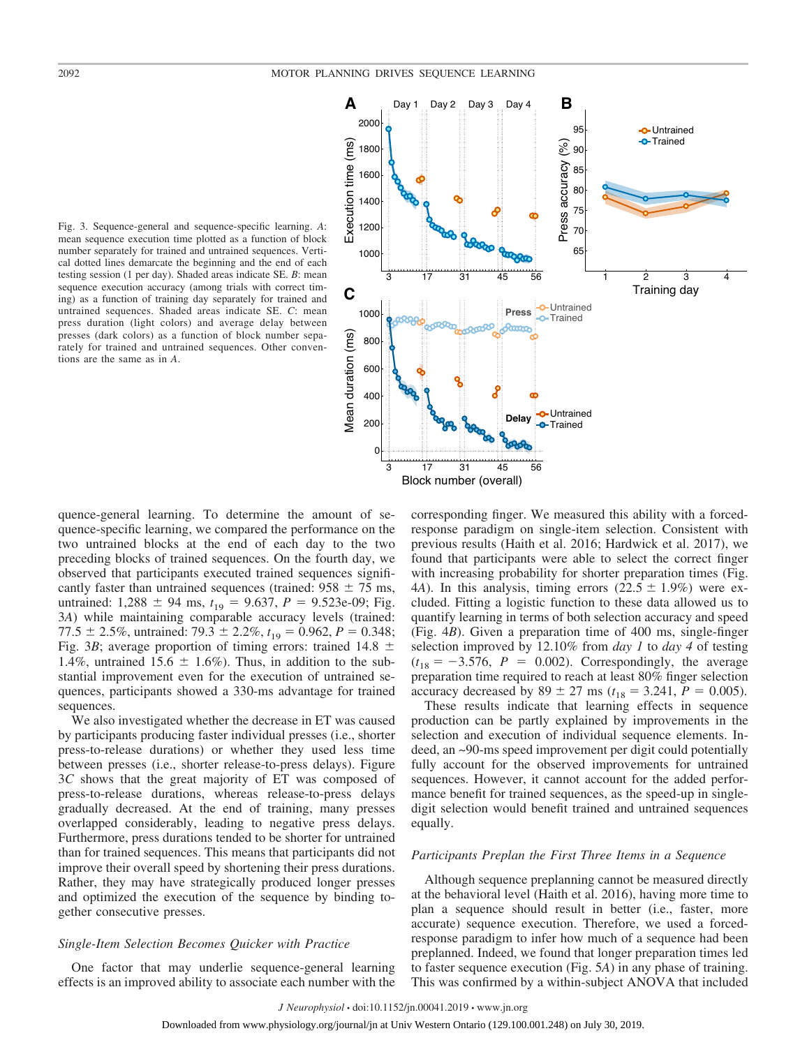Fig. 3. Sequence-general and sequence-specific learning. *A*: mean sequence execution time plotted as a function of block number separately for trained and untrained sequences. Vertical dotted lines demarcate the beginning and the end of each testing session (1 per day). Shaded areas indicate SE. *B*: mean sequence execution accuracy (among trials with correct timing) as a function of training day separately for trained and untrained sequences. Shaded areas indicate SE. *C*: mean press duration (light colors) and average delay between presses (dark colors) as a function of block number separately for trained and untrained sequences. Other conventions are the same as in *A*.

quence-general learning. To determine the amount of sequence-specific learning, we compared the performance on the two untrained blocks at the end of each day to the two preceding blocks of trained sequences. On the fourth day, we observed that participants executed trained sequences significantly faster than untrained sequences (trained: 958 ± 75 ms, untrained: 1,288 ± 94 ms, $t_{19}$ = 9.637, $P$ = 9.523e-09; Fig. 3*A*) while maintaining comparable accuracy levels (trained: 77.5 ± 2.5%, untrained: 79.3 ± 2.2%, $t_{19}$ = 0.962, $P$ = 0.348; Fig. 3*B*; average proportion of timing errors: trained 14.8 ± 1.4%, untrained 15.6 ± 1.6%). Thus, in addition to the substantial improvement even for the execution of untrained sequences, participants showed a 330-ms advantage for trained sequences.

We also investigated whether the decrease in ET was caused by participants producing faster individual presses (i.e., shorter press-to-release durations) or whether they used less time between presses (i.e., shorter release-to-press delays). Figure 3*C* shows that the great majority of ET was composed of press-to-release durations, whereas release-to-press delays gradually decreased. At the end of training, many presses overlapped considerably, leading to negative press delays. Furthermore, press durations tended to be shorter for untrained than for trained sequences. This means that participants did not improve their overall speed by shortening their press durations. Rather, they may have strategically produced longer presses and optimized the execution of the sequence by binding together consecutive presses.

### *Single-Item Selection Becomes Quicker with Practice*

One factor that may underlie sequence-general learning effects is an improved ability to associate each number with the corresponding finger. We measured this ability with a forced-response paradigm on single-item selection. Consistent with previous results (Haith et al. 2016; Hardwick et al. 2017), we found that participants were able to select the correct finger with increasing probability for shorter preparation times (Fig. 4*A*). In this analysis, timing errors (22.5 ± 1.9%) were excluded. Fitting a logistic function to these data allowed us to quantify learning in terms of both selection accuracy and speed (Fig. 4*B*). Given a preparation time of 400 ms, single-finger selection improved by 12.10% from *day 1* to *day 4* of testing ($t_{18}$ = −3.576, $P$ = 0.002). Correspondingly, the average preparation time required to reach at least 80% finger selection accuracy decreased by 89 ± 27 ms ($t_{18}$ = 3.241, $P$ = 0.005).

These results indicate that learning effects in sequence production can be partly explained by improvements in the selection and execution of individual sequence elements. Indeed, an ~90-ms speed improvement per digit could potentially fully account for the observed improvements for untrained sequences. However, it cannot account for the added performance benefit for trained sequences, as the speed-up in single-digit selection would benefit trained and untrained sequences equally.

### *Participants Preplan the First Three Items in a Sequence*

Although sequence preplanning cannot be measured directly at the behavioral level (Haith et al. 2016), having more time to plan a sequence should result in better (i.e., faster, more accurate) sequence execution. Therefore, we used a forced-response paradigm to infer how much of a sequence had been preplanned. Indeed, we found that longer preparation times led to faster sequence execution (Fig. 5*A*) in any phase of training. This was confirmed by a within-subject ANOVA that included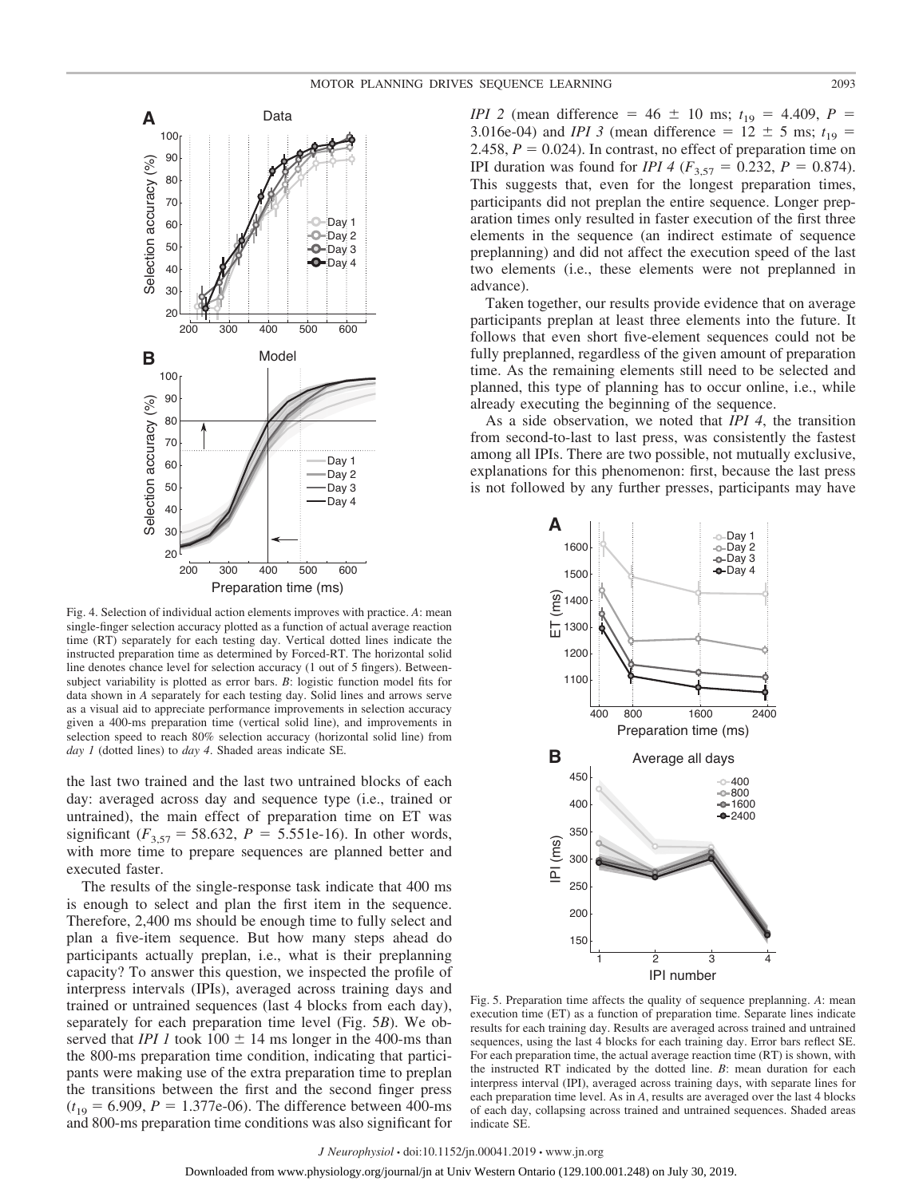Fig. 4. Selection of individual action elements improves with practice. *A*: mean single-finger selection accuracy plotted as a function of actual average reaction time (RT) separately for each testing day. Vertical dotted lines indicate the instructed preparation time as determined by Forced-RT. The horizontal solid line denotes chance level for selection accuracy (1 out of 5 fingers). Between-subject variability is plotted as error bars. *B*: logistic function model fits for data shown in *A* separately for each testing day. Solid lines and arrows serve as a visual aid to appreciate performance improvements in selection accuracy given a 400-ms preparation time (vertical solid line), and improvements in selection speed to reach 80% selection accuracy (horizontal solid line) from *day 1* (dotted lines) to *day 4*. Shaded areas indicate SE.

the last two trained and the last two untrained blocks of each day: averaged across day and sequence type (i.e., trained or untrained), the main effect of preparation time on ET was significant ($F_{3,57}$ = 58.632, $P$ = 5.551e-16). In other words, with more time to prepare sequences are planned better and executed faster.

The results of the single-response task indicate that 400 ms is enough to select and plan the first item in the sequence. Therefore, 2,400 ms should be enough time to fully select and plan a five-item sequence. But how many steps ahead do participants actually preplan, i.e., what is their preplanning capacity? To answer this question, we inspected the profile of interpress intervals (IPIs), averaged across training days and trained or untrained sequences (last 4 blocks from each day), separately for each preparation time level (Fig. 5*B*). We observed that *IPI 1* took 100 ± 14 ms longer in the 400-ms than the 800-ms preparation time condition, indicating that participants were making use of the extra preparation time to preplan the transitions between the first and the second finger press ($t_{19}$ = 6.909, $P$ = 1.377e-06). The difference between 400-ms and 800-ms preparation time conditions was also significant for *IPI 2* (mean difference = 46 ± 10 ms; $t_{19}$ = 4.409, $P$ = 3.016e-04) and *IPI 3* (mean difference = 12 ± 5 ms; $t_{19}$ = 2.458, $P$ = 0.024). In contrast, no effect of preparation time on IPI duration was found for *IPI 4* ($F_{3,57}$ = 0.232, $P$ = 0.874). This suggests that, even for the longest preparation times, participants did not preplan the entire sequence. Longer preparation times only resulted in faster execution of the first three elements in the sequence (an indirect estimate of sequence preplanning) and did not affect the execution speed of the last two elements (i.e., these elements were not preplanned in advance).

Taken together, our results provide evidence that on average participants preplan at least three elements into the future. It follows that even short five-element sequences could not be fully preplanned, regardless of the given amount of preparation time. As the remaining elements still need to be selected and planned, this type of planning has to occur online, i.e., while already executing the beginning of the sequence.

As a side observation, we noted that *IPI 4*, the transition from second-to-last to last press, was consistently the fastest among all IPIs. There are two possible, not mutually exclusive, explanations for this phenomenon: first, because the last press is not followed by any further presses, participants may have

Fig. 5. Preparation time affects the quality of sequence preplanning. *A*: mean execution time (ET) as a function of preparation time. Separate lines indicate results for each training day. Results are averaged across trained and untrained sequences, using the last 4 blocks for each training day. Error bars reflect SE. For each preparation time, the actual average reaction time (RT) is shown, with the instructed RT indicated by the dotted line. *B*: mean duration for each interpress interval (IPI), averaged across training days, with separate lines for each preparation time level. As in *A*, results are averaged over the last 4 blocks of each day, collapsing across trained and untrained sequences. Shaded areas indicate SE.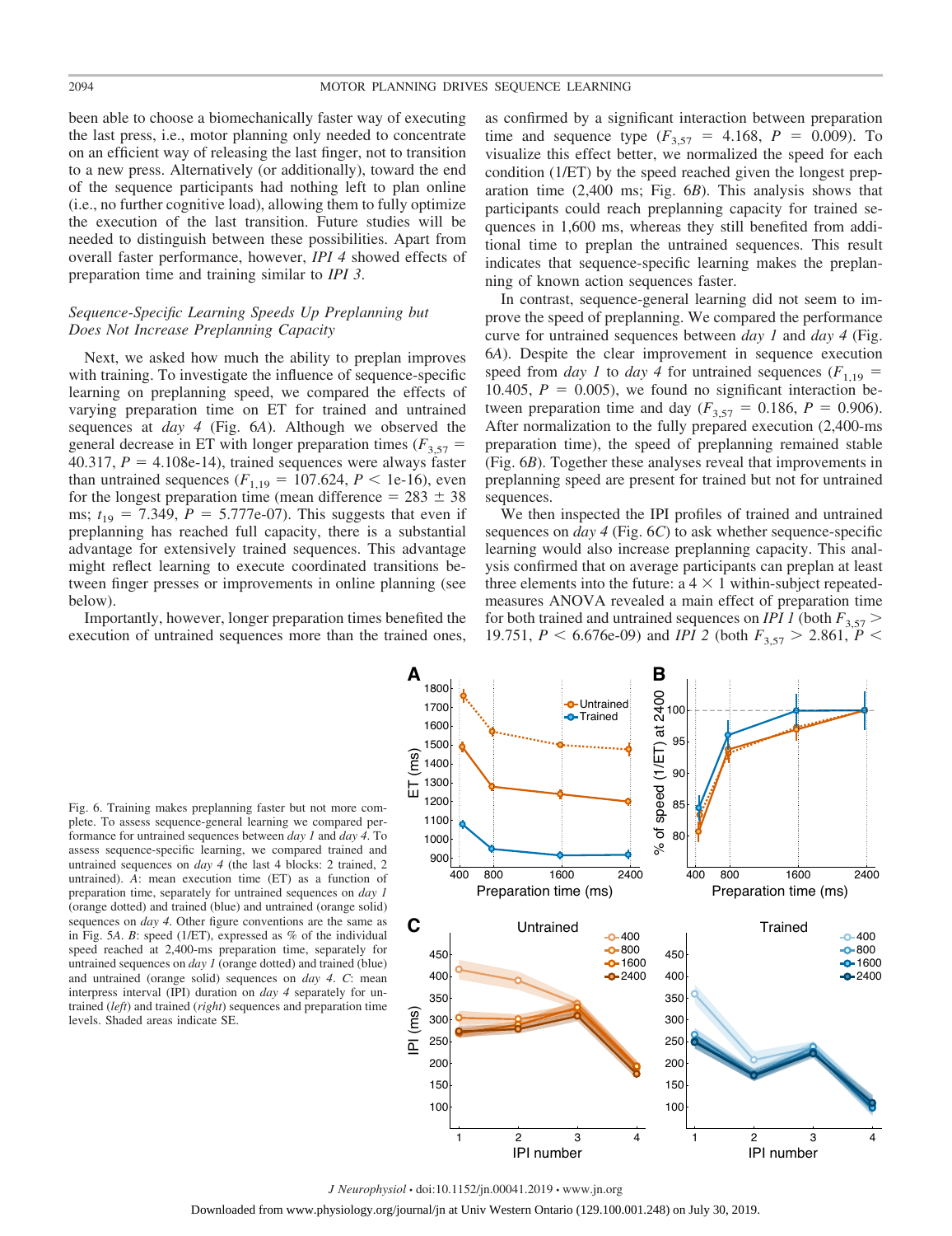been able to choose a biomechanically faster way of executing the last press, i.e., motor planning only needed to concentrate on an efficient way of releasing the last finger, not to transition to a new press. Alternatively (or additionally), toward the end of the sequence participants had nothing left to plan online (i.e., no further cognitive load), allowing them to fully optimize the execution of the last transition. Future studies will be needed to distinguish between these possibilities. Apart from overall faster performance, however, *IPI 4* showed effects of preparation time and training similar to *IPI 3*.

### *Sequence-Specific Learning Speeds Up Preplanning but Does Not Increase Preplanning Capacity*

Next, we asked how much the ability to preplan improves with training. To investigate the influence of sequence-specific learning on preplanning speed, we compared the effects of varying preparation time on ET for trained and untrained sequences at *day 4* (Fig. 6*A*). Although we observed the general decrease in ET with longer preparation times ($F_{3,57}$ = 40.317, $P$ = 4.108e-14), trained sequences were always faster than untrained sequences ($F_{1,19}$ = 107.624, $P$ < 1e-16), even for the longest preparation time (mean difference = 283 ± 38 ms; $t_{19}$ = 7.349, $P$ = 5.777e-07). This suggests that even if preplanning has reached full capacity, there is a substantial advantage for extensively trained sequences. This advantage might reflect learning to execute coordinated transitions between finger presses or improvements in online planning (see below).

Importantly, however, longer preparation times benefited the execution of untrained sequences more than the trained ones, as confirmed by a significant interaction between preparation time and sequence type ($F_{3,57}$ = 4.168, $P$ = 0.009). To visualize this effect better, we normalized the speed for each condition (1/ET) by the speed reached given the longest preparation time (2,400 ms; Fig. 6*B*). This analysis shows that participants could reach preplanning capacity for trained sequences in 1,600 ms, whereas they still benefited from additional time to preplan the untrained sequences. This result indicates that sequence-specific learning makes the preplanning of known action sequences faster.

In contrast, sequence-general learning did not seem to improve the speed of preplanning. We compared the performance curve for untrained sequences between *day 1* and *day 4* (Fig. 6*A*). Despite the clear improvement in sequence execution speed from *day 1* to *day 4* for untrained sequences ($F_{1,19}$ = 10.405, $P$ = 0.005), we found no significant interaction between preparation time and day ($F_{3,57}$ = 0.186, $P$ = 0.906). After normalization to the fully prepared execution (2,400-ms preparation time), the speed of preplanning remained stable (Fig. 6*B*). Together these analyses reveal that improvements in preplanning speed are present for trained but not for untrained sequences.

We then inspected the IPI profiles of trained and untrained sequences on *day 4* (Fig. 6*C*) to ask whether sequence-specific learning would also increase preplanning capacity. This analysis confirmed that on average participants can preplan at least three elements into the future: a 4 × 1 within-subject repeated-measures ANOVA revealed a main effect of preparation time for both trained and untrained sequences on *IPI 1* (both $F_{3,57}$ > 19.751, $P$ < 6.676e-09) and *IPI 2* (both $F_{3,57}$ > 2.861, $P$ <

Fig. 6. Training makes preplanning faster but not more complete. To assess sequence-general learning we compared performance for untrained sequences between *day 1* and *day 4*. To assess sequence-specific learning, we compared trained and untrained sequences on *day 4* (the last 4 blocks: 2 trained, 2 untrained). *A*: mean execution time (ET) as a function of preparation time, separately for untrained sequences on *day 1* (orange dotted) and trained (blue) and untrained (orange solid) sequences on *day 4*. Other figure conventions are the same as in Fig. 5*A*. *B*: speed (1/ET), expressed as % of the individual speed reached at 2,400-ms preparation time, separately for untrained sequences on *day 1* (orange dotted) and trained (blue) and untrained (orange solid) sequences on *day 4*. *C*: mean interpress interval (IPI) duration on *day 4* separately for untrained (*left*) and trained (*right*) sequences and preparation time levels. Shaded areas indicate SE.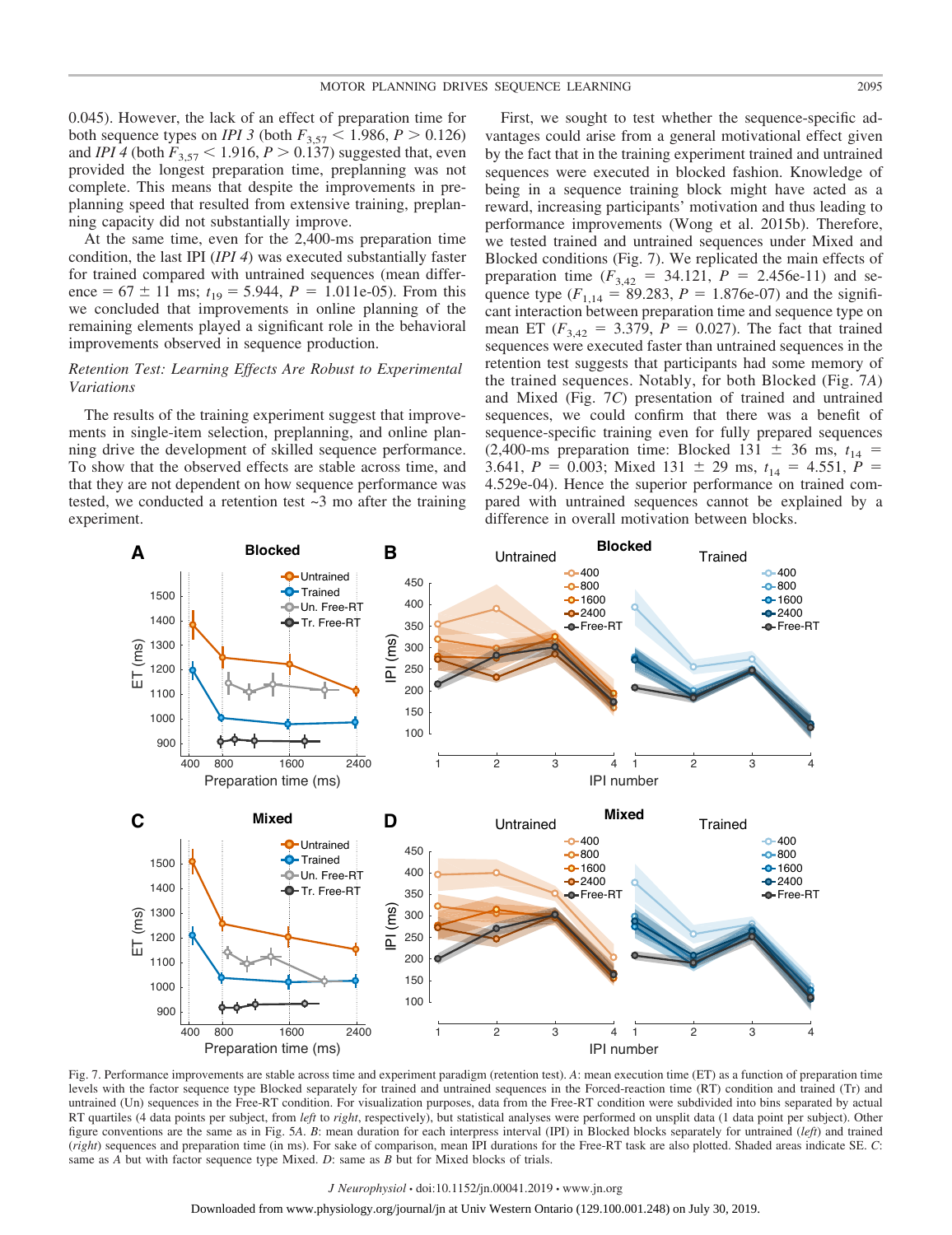0.045). However, the lack of an effect of preparation time for both sequence types on *IPI 3* (both $F_{3,57} < 1.986$, $P > 0.126$) and *IPI 4* (both $F_{3,57} < 1.916$, $P > 0.137$) suggested that, even provided the longest preparation time, preplanning was not complete. This means that despite the improvements in preplanning speed that resulted from extensive training, preplanning capacity did not substantially improve.

At the same time, even for the 2,400-ms preparation time condition, the last IPI (*IPI 4*) was executed substantially faster for trained compared with untrained sequences (mean difference = 67 ± 11 ms; $t_{19} = 5.944$, $P = 1.011\text{e-}05$). From this we concluded that improvements in online planning of the remaining elements played a significant role in the behavioral improvements observed in sequence production.

### *Retention Test: Learning Effects Are Robust to Experimental Variations*

The results of the training experiment suggest that improvements in single-item selection, preplanning, and online planning drive the development of skilled sequence performance. To show that the observed effects are stable across time, and that they are not dependent on how sequence performance was tested, we conducted a retention test ~3 mo after the training experiment.

First, we sought to test whether the sequence-specific advantages could arise from a general motivational effect given by the fact that in the training experiment trained and untrained sequences were executed in blocked fashion. Knowledge of being in a sequence training block might have acted as a reward, increasing participants' motivation and thus leading to performance improvements (Wong et al. 2015b). Therefore, we tested trained and untrained sequences under Mixed and Blocked conditions (Fig. 7). We replicated the main effects of preparation time ($F_{3,42} = 34.121$, $P = 2.456\text{e-}11$) and sequence type ($F_{1,14} = 89.283$, $P = 1.876\text{e-}07$) and the significant interaction between preparation time and sequence type on mean ET ($F_{3,42} = 3.379$, $P = 0.027$). The fact that trained sequences were executed faster than untrained sequences in the retention test suggests that participants had some memory of the trained sequences. Notably, for both Blocked (Fig. 7*A*) and Mixed (Fig. 7*C*) presentation of trained and untrained sequences, we could confirm that there was a benefit of sequence-specific training even for fully prepared sequences (2,400-ms preparation time: Blocked 131 ± 36 ms, $t_{14} = 3.641$, $P = 0.003$; Mixed 131 ± 29 ms, $t_{14} = 4.551$, $P = 4.529\text{e-}04$). Hence the superior performance on trained compared with untrained sequences cannot be explained by a difference in overall motivation between blocks.

Fig. 7. Performance improvements are stable across time and experiment paradigm (retention test). *A*: mean execution time (ET) as a function of preparation time levels with the factor sequence type Blocked separately for trained and untrained sequences in the Forced-reaction time (RT) condition and trained (Tr) and untrained (Un) sequences in the Free-RT condition. For visualization purposes, data from the Free-RT condition were subdivided into bins separated by actual RT quartiles (4 data points per subject, from *left* to *right*, respectively), but statistical analyses were performed on unsplit data (1 data point per subject). Other figure conventions are the same as in Fig. 5*A*. *B*: mean duration for each interpress interval (IPI) in Blocked blocks separately for untrained (*left*) and trained (*right*) sequences and preparation time (in ms). For sake of comparison, mean IPI durations for the Free-RT task are also plotted. Shaded areas indicate SE. *C*: same as *A* but with factor sequence type Mixed. *D*: same as *B* but for Mixed blocks of trials.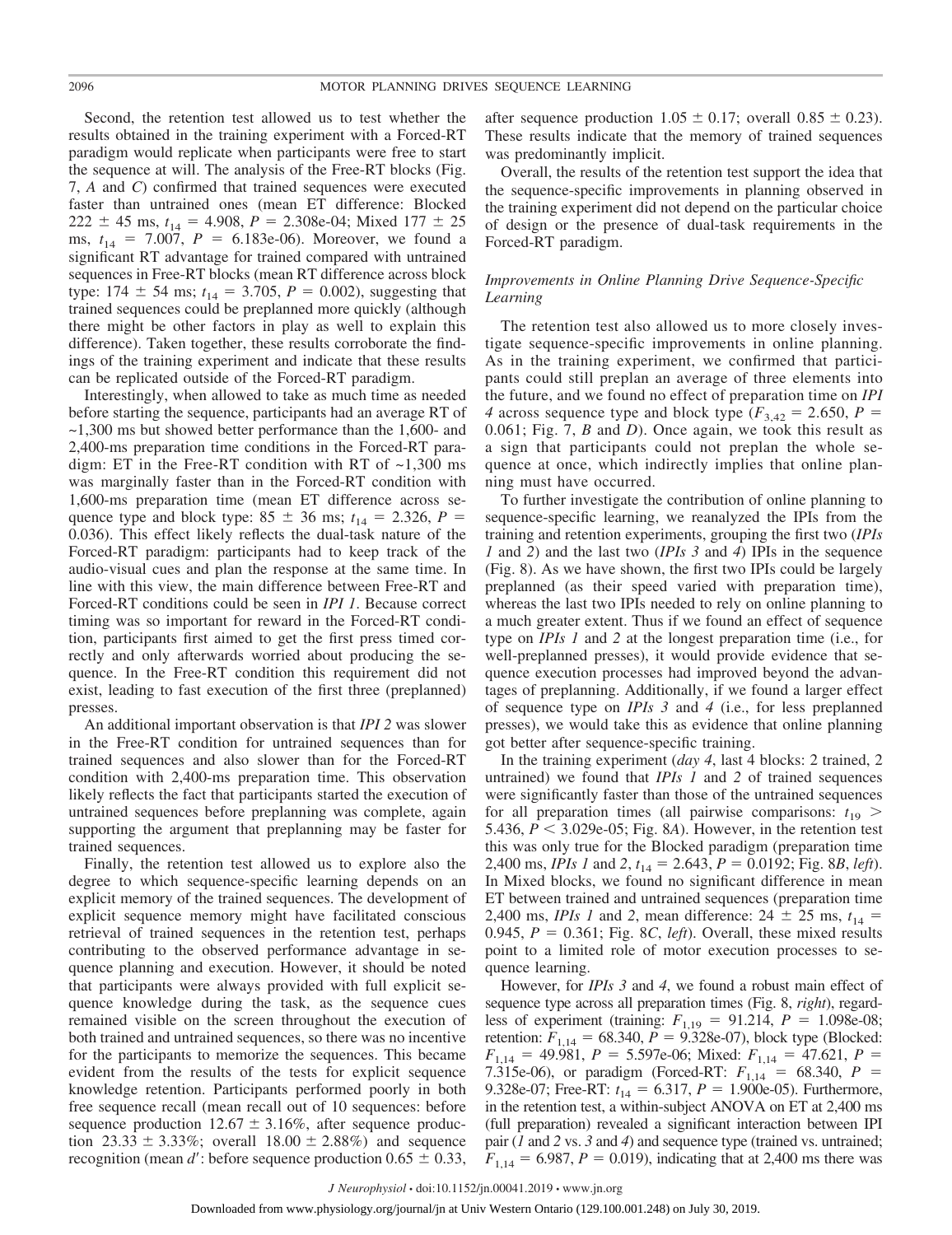Second, the retention test allowed us to test whether the results obtained in the training experiment with a Forced-RT paradigm would replicate when participants were free to start the sequence at will. The analysis of the Free-RT blocks (Fig. 7, *A* and *C*) confirmed that trained sequences were executed faster than untrained ones (mean ET difference: Blocked 222 ± 45 ms, $t_{14}$ = 4.908, *P* = 2.308e-04; Mixed 177 ± 25 ms, $t_{14}$ = 7.007, *P* = 6.183e-06). Moreover, we found a significant RT advantage for trained compared with untrained sequences in Free-RT blocks (mean RT difference across block type: 174 ± 54 ms; $t_{14}$ = 3.705, *P* = 0.002), suggesting that trained sequences could be preplanned more quickly (although there might be other factors in play as well to explain this difference). Taken together, these results corroborate the findings of the training experiment and indicate that these results can be replicated outside of the Forced-RT paradigm.

Interestingly, when allowed to take as much time as needed before starting the sequence, participants had an average RT of ~1,300 ms but showed better performance than the 1,600- and 2,400-ms preparation time conditions in the Forced-RT paradigm: ET in the Free-RT condition with RT of ~1,300 ms was marginally faster than in the Forced-RT condition with 1,600-ms preparation time (mean ET difference across sequence type and block type: 85 ± 36 ms; $t_{14}$ = 2.326, *P* = 0.036). This effect likely reflects the dual-task nature of the Forced-RT paradigm: participants had to keep track of the audio-visual cues and plan the response at the same time. In line with this view, the main difference between Free-RT and Forced-RT conditions could be seen in *IPI 1*. Because correct timing was so important for reward in the Forced-RT condition, participants first aimed to get the first press timed correctly and only afterwards worried about producing the sequence. In the Free-RT condition this requirement did not exist, leading to fast execution of the first three (preplanned) presses.

An additional important observation is that *IPI 2* was slower in the Free-RT condition for untrained sequences than for trained sequences and also slower than for the Forced-RT condition with 2,400-ms preparation time. This observation likely reflects the fact that participants started the execution of untrained sequences before preplanning was complete, again supporting the argument that preplanning may be faster for trained sequences.

Finally, the retention test allowed us to explore also the degree to which sequence-specific learning depends on an explicit memory of the trained sequences. The development of explicit sequence memory might have facilitated conscious retrieval of trained sequences in the retention test, perhaps contributing to the observed performance advantage in sequence planning and execution. However, it should be noted that participants were always provided with full explicit sequence knowledge during the task, as the sequence cues remained visible on the screen throughout the execution of both trained and untrained sequences, so there was no incentive for the participants to memorize the sequences. This became evident from the results of the tests for explicit sequence knowledge retention. Participants performed poorly in both free sequence recall (mean recall out of 10 sequences: before sequence production 12.67 ± 3.16%, after sequence production 23.33 ± 3.33%; overall 18.00 ± 2.88%) and sequence recognition (mean *d*′: before sequence production 0.65 ± 0.33, after sequence production 1.05 ± 0.17; overall 0.85 ± 0.23). These results indicate that the memory of trained sequences was predominantly implicit.

Overall, the results of the retention test support the idea that the sequence-specific improvements in planning observed in the training experiment did not depend on the particular choice of design or the presence of dual-task requirements in the Forced-RT paradigm.

### *Improvements in Online Planning Drive Sequence-Specific Learning*

The retention test also allowed us to more closely investigate sequence-specific improvements in online planning. As in the training experiment, we confirmed that participants could still preplan an average of three elements into the future, and we found no effect of preparation time on *IPI 4* across sequence type and block type ($F_{3,42}$ = 2.650, *P* = 0.061; Fig. 7, *B* and *D*). Once again, we took this result as a sign that participants could not preplan the whole sequence at once, which indirectly implies that online planning must have occurred.

To further investigate the contribution of online planning to sequence-specific learning, we reanalyzed the IPIs from the training and retention experiments, grouping the first two (*IPIs 1* and *2*) and the last two (*IPIs 3* and *4*) IPIs in the sequence (Fig. 8). As we have shown, the first two IPIs could be largely preplanned (as their speed varied with preparation time), whereas the last two IPIs needed to rely on online planning to a much greater extent. Thus if we found an effect of sequence type on *IPIs 1* and *2* at the longest preparation time (i.e., for well-preplanned presses), it would provide evidence that sequence execution processes had improved beyond the advantages of preplanning. Additionally, if we found a larger effect of sequence type on *IPIs 3* and *4* (i.e., for less preplanned presses), we would take this as evidence that online planning got better after sequence-specific training.

In the training experiment (*day 4*, last 4 blocks: 2 trained, 2 untrained) we found that *IPIs 1* and *2* of trained sequences were significantly faster than those of the untrained sequences for all preparation times (all pairwise comparisons: $t_{19}$ > 5.436, *P* < 3.029e-05; Fig. 8*A*). However, in the retention test this was only true for the Blocked paradigm (preparation time 2,400 ms, *IPIs 1* and *2*, $t_{14}$ = 2.643, *P* = 0.0192; Fig. 8*B*, *left*). In Mixed blocks, we found no significant difference in mean ET between trained and untrained sequences (preparation time 2,400 ms, *IPIs 1* and *2*, mean difference: 24 ± 25 ms, $t_{14}$ = 0.945, *P* = 0.361; Fig. 8*C*, *left*). Overall, these mixed results point to a limited role of motor execution processes to sequence learning.

However, for *IPIs 3* and *4*, we found a robust main effect of sequence type across all preparation times (Fig. 8, *right*), regardless of experiment (training: $F_{1,19}$ = 91.214, *P* = 1.098e-08; retention: $F_{1,14}$ = 68.340, *P* = 9.328e-07), block type (Blocked: $F_{1,14}$ = 49.981, *P* = 5.597e-06; Mixed: $F_{1,14}$ = 47.621, *P* = 7.315e-06), or paradigm (Forced-RT: $F_{1,14}$ = 68.340, *P* = 9.328e-07; Free-RT: $t_{14}$ = 6.317, *P* = 1.900e-05). Furthermore, in the retention test, a within-subject ANOVA on ET at 2,400 ms (full preparation) revealed a significant interaction between IPI pair (*1* and *2* vs. *3* and *4*) and sequence type (trained vs. untrained; $F_{1,14}$ = 6.987, *P* = 0.019), indicating that at 2,400 ms there was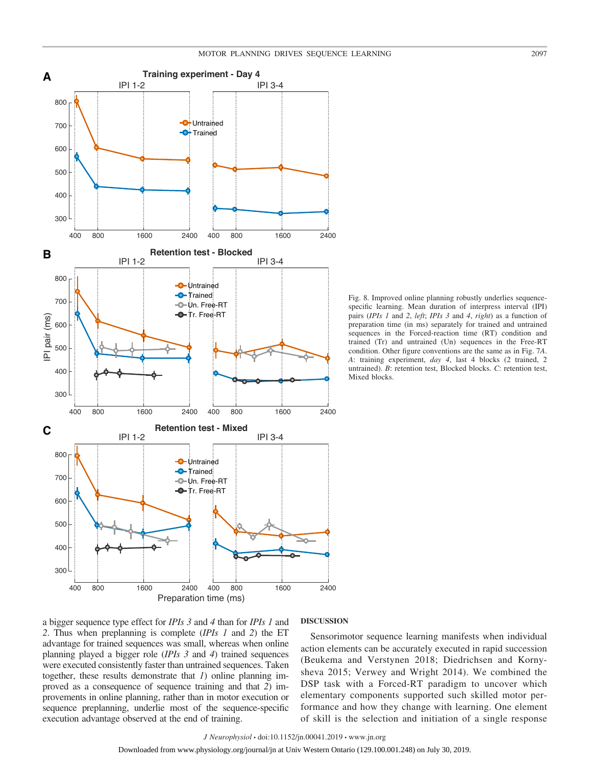Fig. 8. Improved online planning robustly underlies sequence-specific learning. Mean duration of interpress interval (IPI) pairs (*IPIs 1* and *2*, *left*; *IPIs 3* and *4*, *right*) as a function of preparation time (in ms) separately for trained and untrained sequences in the Forced-reaction time (RT) condition and trained (Tr) and untrained (Un) sequences in the Free-RT condition. Other figure conventions are the same as in Fig. 7*A*. *A*: training experiment, *day 4*, last 4 blocks (2 trained, 2 untrained). *B*: retention test, Blocked blocks. *C*: retention test, Mixed blocks.

a bigger sequence type effect for *IPIs 3* and *4* than for *IPIs 1* and *2*. Thus when preplanning is complete (*IPIs 1* and *2*) the ET advantage for trained sequences was small, whereas when online planning played a bigger role (*IPIs 3* and *4*) trained sequences were executed consistently faster than untrained sequences. Taken together, these results demonstrate that *1*) online planning improved as a consequence of sequence training and that *2*) improvements in online planning, rather than in motor execution or sequence preplanning, underlie most of the sequence-specific execution advantage observed at the end of training.

## DISCUSSION

Sensorimotor sequence learning manifests when individual action elements can be accurately executed in rapid succession (Beukema and Verstynen 2018; Diedrichsen and Kornysheva 2015; Verwey and Wright 2014). We combined the DSP task with a Forced-RT paradigm to uncover which elementary components supported such skilled motor performance and how they change with learning. One element of skill is the selection and initiation of a single response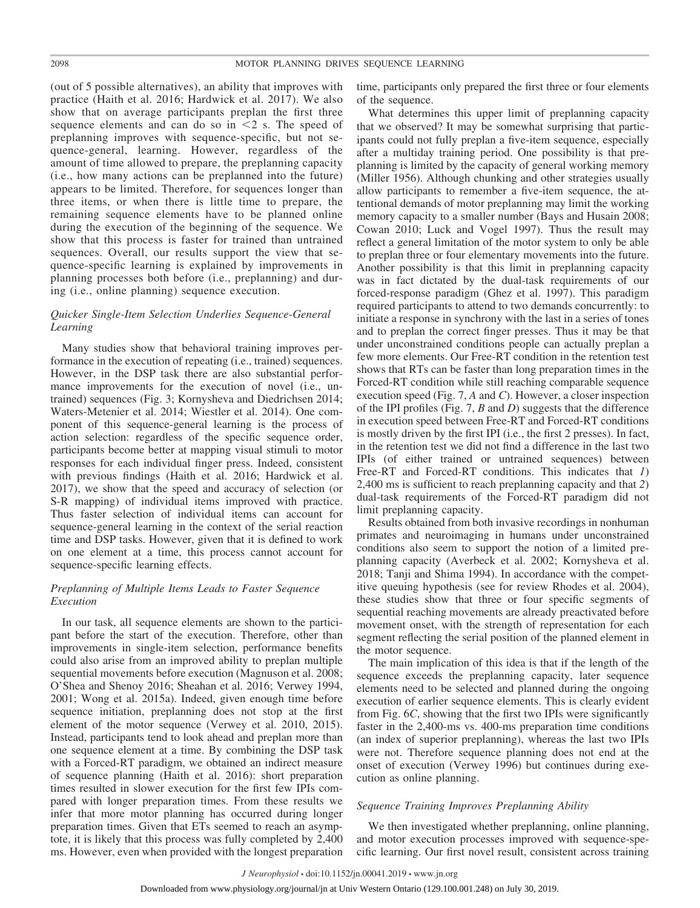(out of 5 possible alternatives), an ability that improves with practice (Haith et al. 2016; Hardwick et al. 2017). We also show that on average participants preplan the first three sequence elements and can do so in <2 s. The speed of preplanning improves with sequence-specific, but not sequence-general, learning. However, regardless of the amount of time allowed to prepare, the preplanning capacity (i.e., how many actions can be preplanned into the future) appears to be limited. Therefore, for sequences longer than three items, or when there is little time to prepare, the remaining sequence elements have to be planned online during the execution of the beginning of the sequence. We show that this process is faster for trained than untrained sequences. Overall, our results support the view that sequence-specific learning is explained by improvements in planning processes both before (i.e., preplanning) and during (i.e., online planning) sequence execution.

### *Quicker Single-Item Selection Underlies Sequence-General Learning*

Many studies show that behavioral training improves performance in the execution of repeating (i.e., trained) sequences. However, in the DSP task there are also substantial performance improvements for the execution of novel (i.e., untrained) sequences (Fig. 3; Kornysheva and Diedrichsen 2014; Waters-Metenier et al. 2014; Wiestler et al. 2014). One component of this sequence-general learning is the process of action selection: regardless of the specific sequence order, participants become better at mapping visual stimuli to motor responses for each individual finger press. Indeed, consistent with previous findings (Haith et al. 2016; Hardwick et al. 2017), we show that the speed and accuracy of selection (or S-R mapping) of individual items improved with practice. Thus faster selection of individual items can account for sequence-general learning in the context of the serial reaction time and DSP tasks. However, given that it is defined to work on one element at a time, this process cannot account for sequence-specific learning effects.

### *Preplanning of Multiple Items Leads to Faster Sequence Execution*

In our task, all sequence elements are shown to the participant before the start of the execution. Therefore, other than improvements in single-item selection, performance benefits could also arise from an improved ability to preplan multiple sequential movements before execution (Magnuson et al. 2008; O'Shea and Shenoy 2016; Sheahan et al. 2016; Verwey 1994, 2001; Wong et al. 2015a). Indeed, given enough time before sequence initiation, preplanning does not stop at the first element of the motor sequence (Verwey et al. 2010, 2015). Instead, participants tend to look ahead and preplan more than one sequence element at a time. By combining the DSP task with a Forced-RT paradigm, we obtained an indirect measure of sequence planning (Haith et al. 2016): short preparation times resulted in slower execution for the first few IPIs compared with longer preparation times. From these results we infer that more motor planning has occurred during longer preparation times. Given that ETs seemed to reach an asymptote, it is likely that this process was fully completed by 2,400 ms. However, even when provided with the longest preparation time, participants only prepared the first three or four elements of the sequence.

What determines this upper limit of preplanning capacity that we observed? It may be somewhat surprising that participants could not fully preplan a five-item sequence, especially after a multiday training period. One possibility is that preplanning is limited by the capacity of general working memory (Miller 1956). Although chunking and other strategies usually allow participants to remember a five-item sequence, the attentional demands of motor preplanning may limit the working memory capacity to a smaller number (Bays and Husain 2008; Cowan 2010; Luck and Vogel 1997). Thus the result may reflect a general limitation of the motor system to only be able to preplan three or four elementary movements into the future. Another possibility is that this limit in preplanning capacity was in fact dictated by the dual-task requirements of our forced-response paradigm (Ghez et al. 1997). This paradigm required participants to attend to two demands concurrently: to initiate a response in synchrony with the last in a series of tones and to preplan the correct finger presses. Thus it may be that under unconstrained conditions people can actually preplan a few more elements. Our Free-RT condition in the retention test shows that RTs can be faster than long preparation times in the Forced-RT condition while still reaching comparable sequence execution speed (Fig. 7, *A* and *C*). However, a closer inspection of the IPI profiles (Fig. 7, *B* and *D*) suggests that the difference in execution speed between Free-RT and Forced-RT conditions is mostly driven by the first IPI (i.e., the first 2 presses). In fact, in the retention test we did not find a difference in the last two IPIs (of either trained or untrained sequences) between Free-RT and Forced-RT conditions. This indicates that *1*) 2,400 ms is sufficient to reach preplanning capacity and that *2*) dual-task requirements of the Forced-RT paradigm did not limit preplanning capacity.

Results obtained from both invasive recordings in nonhuman primates and neuroimaging in humans under unconstrained conditions also seem to support the notion of a limited preplanning capacity (Averbeck et al. 2002; Kornysheva et al. 2018; Tanji and Shima 1994). In accordance with the competitive queuing hypothesis (see for review Rhodes et al. 2004), these studies show that three or four specific segments of sequential reaching movements are already preactivated before movement onset, with the strength of representation for each segment reflecting the serial position of the planned element in the motor sequence.

The main implication of this idea is that if the length of the sequence exceeds the preplanning capacity, later sequence elements need to be selected and planned during the ongoing execution of earlier sequence elements. This is clearly evident from Fig. 6*C*, showing that the first two IPIs were significantly faster in the 2,400-ms vs. 400-ms preparation time conditions (an index of superior preplanning), whereas the last two IPIs were not. Therefore sequence planning does not end at the onset of execution (Verwey 1996) but continues during execution as online planning.

### *Sequence Training Improves Preplanning Ability*

We then investigated whether preplanning, online planning, and motor execution processes improved with sequence-specific learning. Our first novel result, consistent across training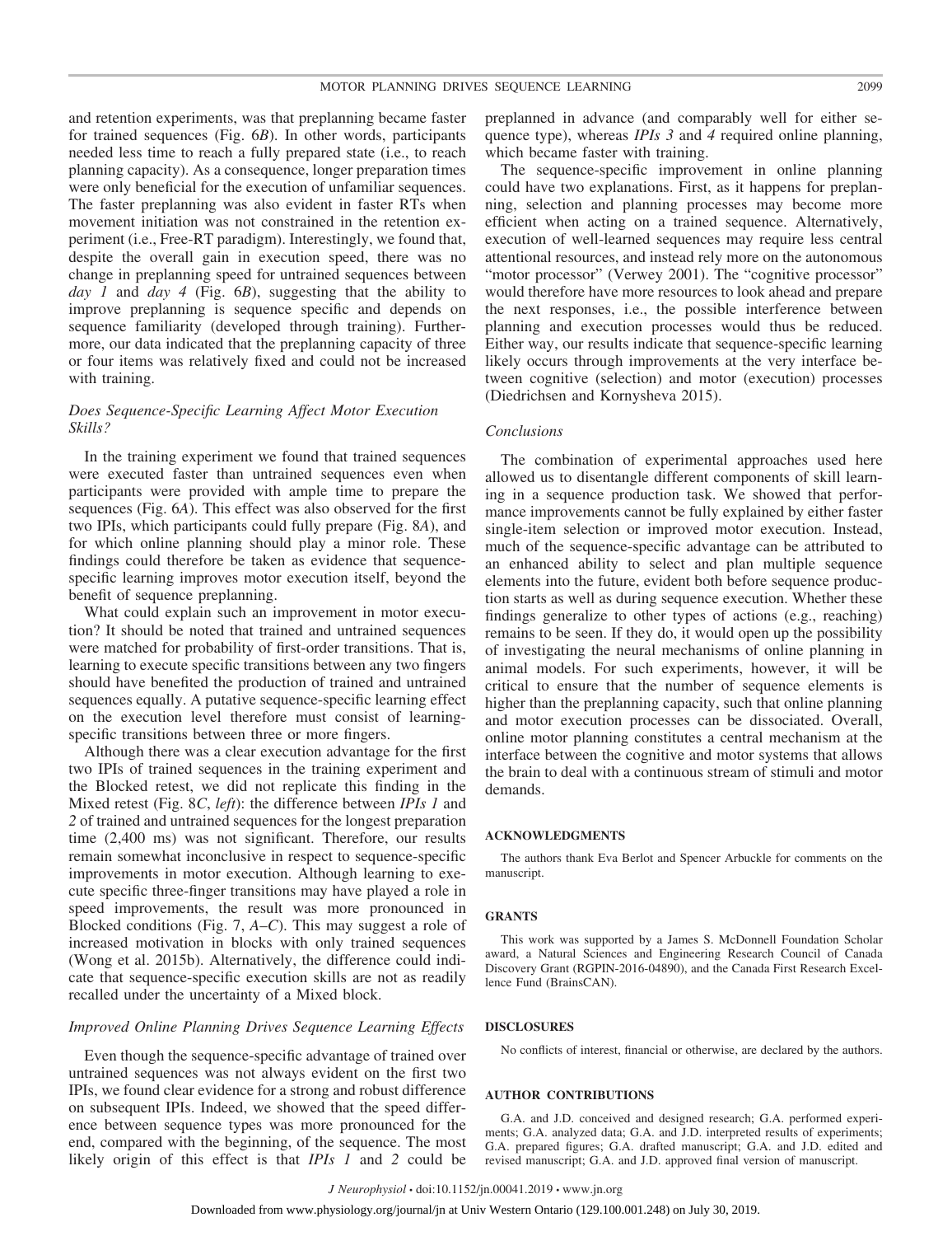and retention experiments, was that preplanning became faster for trained sequences (Fig. 6*B*). In other words, participants needed less time to reach a fully prepared state (i.e., to reach planning capacity). As a consequence, longer preparation times were only beneficial for the execution of unfamiliar sequences. The faster preplanning was also evident in faster RTs when movement initiation was not constrained in the retention experiment (i.e., Free-RT paradigm). Interestingly, we found that, despite the overall gain in execution speed, there was no change in preplanning speed for untrained sequences between *day 1* and *day 4* (Fig. 6*B*), suggesting that the ability to improve preplanning is sequence specific and depends on sequence familiarity (developed through training). Furthermore, our data indicated that the preplanning capacity of three or four items was relatively fixed and could not be increased with training.

### *Does Sequence-Specific Learning Affect Motor Execution Skills?*

In the training experiment we found that trained sequences were executed faster than untrained sequences even when participants were provided with ample time to prepare the sequences (Fig. 6*A*). This effect was also observed for the first two IPIs, which participants could fully prepare (Fig. 8*A*), and for which online planning should play a minor role. These findings could therefore be taken as evidence that sequence-specific learning improves motor execution itself, beyond the benefit of sequence preplanning.

What could explain such an improvement in motor execution? It should be noted that trained and untrained sequences were matched for probability of first-order transitions. That is, learning to execute specific transitions between any two fingers should have benefited the production of trained and untrained sequences equally. A putative sequence-specific learning effect on the execution level therefore must consist of learning-specific transitions between three or more fingers.

Although there was a clear execution advantage for the first two IPIs of trained sequences in the training experiment and the Blocked retest, we did not replicate this finding in the Mixed retest (Fig. 8*C*, *left*): the difference between *IPIs 1* and *2* of trained and untrained sequences for the longest preparation time (2,400 ms) was not significant. Therefore, our results remain somewhat inconclusive in respect to sequence-specific improvements in motor execution. Although learning to execute specific three-finger transitions may have played a role in speed improvements, the result was more pronounced in Blocked conditions (Fig. 7, *A*–*C*). This may suggest a role of increased motivation in blocks with only trained sequences (Wong et al. 2015b). Alternatively, the difference could indicate that sequence-specific execution skills are not as readily recalled under the uncertainty of a Mixed block.

### *Improved Online Planning Drives Sequence Learning Effects*

Even though the sequence-specific advantage of trained over untrained sequences was not always evident on the first two IPIs, we found clear evidence for a strong and robust difference on subsequent IPIs. Indeed, we showed that the speed difference between sequence types was more pronounced for the end, compared with the beginning, of the sequence. The most likely origin of this effect is that *IPIs 1* and *2* could be preplanned in advance (and comparably well for either sequence type), whereas *IPIs 3* and *4* required online planning, which became faster with training.

The sequence-specific improvement in online planning could have two explanations. First, as it happens for preplanning, selection and planning processes may become more efficient when acting on a trained sequence. Alternatively, execution of well-learned sequences may require less central attentional resources, and instead rely more on the autonomous "motor processor" (Verwey 2001). The "cognitive processor" would therefore have more resources to look ahead and prepare the next responses, i.e., the possible interference between planning and execution processes would thus be reduced. Either way, our results indicate that sequence-specific learning likely occurs through improvements at the very interface between cognitive (selection) and motor (execution) processes (Diedrichsen and Kornysheva 2015).

### *Conclusions*

The combination of experimental approaches used here allowed us to disentangle different components of skill learning in a sequence production task. We showed that performance improvements cannot be fully explained by either faster single-item selection or improved motor execution. Instead, much of the sequence-specific advantage can be attributed to an enhanced ability to select and plan multiple sequence elements into the future, evident both before sequence production starts as well as during sequence execution. Whether these findings generalize to other types of actions (e.g., reaching) remains to be seen. If they do, it would open up the possibility of investigating the neural mechanisms of online planning in animal models. For such experiments, however, it will be critical to ensure that the number of sequence elements is higher than the preplanning capacity, such that online planning and motor execution processes can be dissociated. Overall, online motor planning constitutes a central mechanism at the interface between the cognitive and motor systems that allows the brain to deal with a continuous stream of stimuli and motor demands.

## ACKNOWLEDGMENTS

The authors thank Eva Berlot and Spencer Arbuckle for comments on the manuscript.

## GRANTS

This work was supported by a James S. McDonnell Foundation Scholar award, a Natural Sciences and Engineering Research Council of Canada Discovery Grant (RGPIN-2016-04890), and the Canada First Research Excellence Fund (BrainsCAN).

## DISCLOSURES

No conflicts of interest, financial or otherwise, are declared by the authors.

## AUTHOR CONTRIBUTIONS

G.A. and J.D. conceived and designed research; G.A. performed experiments; G.A. analyzed data; G.A. and J.D. interpreted results of experiments; G.A. prepared figures; G.A. drafted manuscript; G.A. and J.D. edited and revised manuscript; G.A. and J.D. approved final version of manuscript.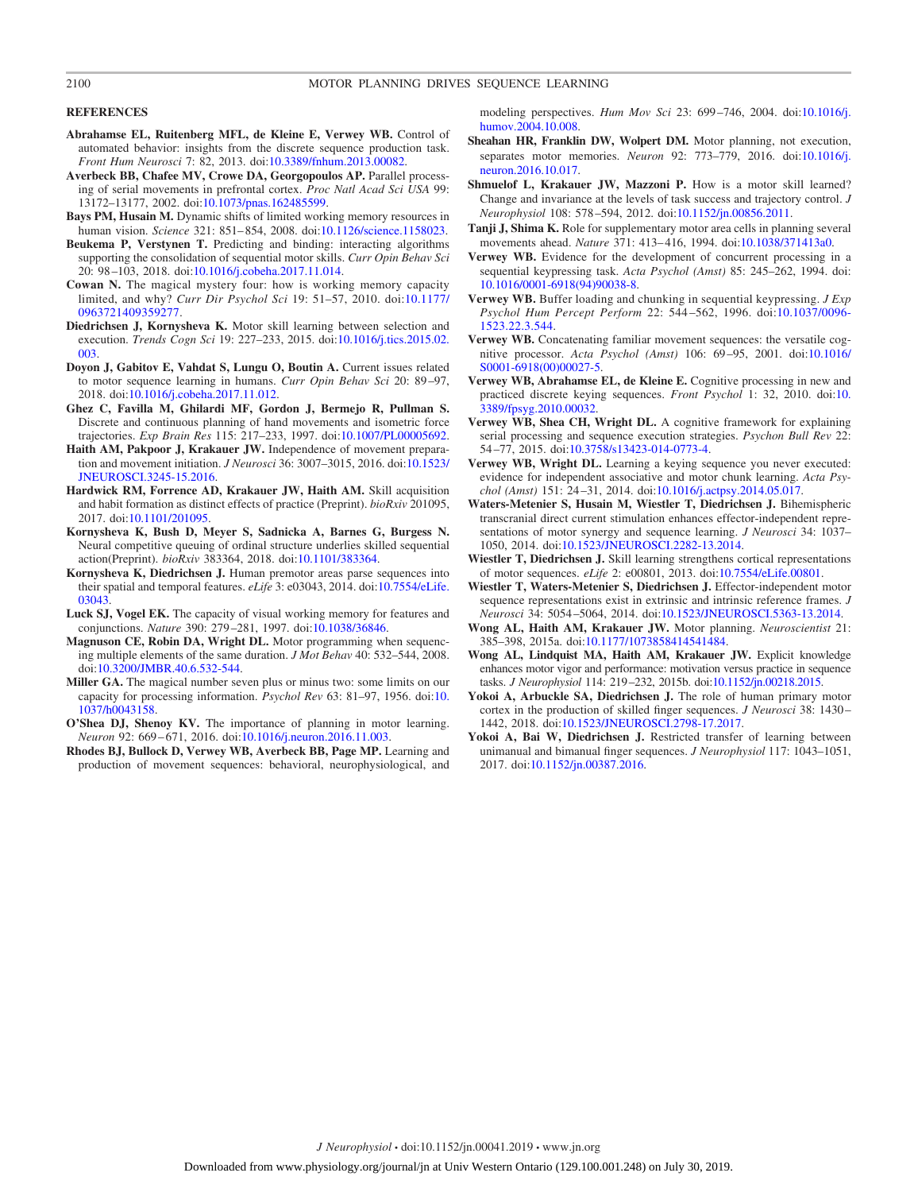## REFERENCES

**Abrahamse EL, Ruitenberg MFL, de Kleine E, Verwey WB.** Control of automated behavior: insights from the discrete sequence production task. *Front Hum Neurosci* 7: 82, 2013. doi:10.3389/fnhum.2013.00082.

**Averbeck BB, Chafee MV, Crowe DA, Georgopoulos AP.** Parallel processing of serial movements in prefrontal cortex. *Proc Natl Acad Sci USA* 99: 13172–13177, 2002. doi:10.1073/pnas.162485599.

**Bays PM, Husain M.** Dynamic shifts of limited working memory resources in human vision. *Science* 321: 851–854, 2008. doi:10.1126/science.1158023.

**Beukema P, Verstynen T.** Predicting and binding: interacting algorithms supporting the consolidation of sequential motor skills. *Curr Opin Behav Sci* 20: 98–103, 2018. doi:10.1016/j.cobeha.2017.11.014.

**Cowan N.** The magical mystery four: how is working memory capacity limited, and why? *Curr Dir Psychol Sci* 19: 51–57, 2010. doi:10.1177/0963721409359277.

**Diedrichsen J, Kornysheva K.** Motor skill learning between selection and execution. *Trends Cogn Sci* 19: 227–233, 2015. doi:10.1016/j.tics.2015.02.003.

**Doyon J, Gabitov E, Vahdat S, Lungu O, Boutin A.** Current issues related to motor sequence learning in humans. *Curr Opin Behav Sci* 20: 89–97, 2018. doi:10.1016/j.cobeha.2017.11.012.

**Ghez C, Favilla M, Ghilardi MF, Gordon J, Bermejo R, Pullman S.** Discrete and continuous planning of hand movements and isometric force trajectories. *Exp Brain Res* 115: 217–233, 1997. doi:10.1007/PL00005692.

**Haith AM, Pakpoor J, Krakauer JW.** Independence of movement preparation and movement initiation. *J Neurosci* 36: 3007–3015, 2016. doi:10.1523/JNEUROSCI.3245-15.2016.

**Hardwick RM, Forrence AD, Krakauer JW, Haith AM.** Skill acquisition and habit formation as distinct effects of practice (Preprint). *bioRxiv* 201095, 2017. doi:10.1101/201095.

**Kornysheva K, Bush D, Meyer S, Sadnicka A, Barnes G, Burgess N.** Neural competitive queuing of ordinal structure underlies skilled sequential action(Preprint). *bioRxiv* 383364, 2018. doi:10.1101/383364.

**Kornysheva K, Diedrichsen J.** Human premotor areas parse sequences into their spatial and temporal features. *eLife* 3: e03043, 2014. doi:10.7554/eLife.03043.

**Luck SJ, Vogel EK.** The capacity of visual working memory for features and conjunctions. *Nature* 390: 279–281, 1997. doi:10.1038/36846.

**Magnuson CE, Robin DA, Wright DL.** Motor programming when sequencing multiple elements of the same duration. *J Mot Behav* 40: 532–544, 2008. doi:10.3200/JMBR.40.6.532-544.

**Miller GA.** The magical number seven plus or minus two: some limits on our capacity for processing information. *Psychol Rev* 63: 81–97, 1956. doi:10.1037/h0043158.

**O'Shea DJ, Shenoy KV.** The importance of planning in motor learning. *Neuron* 92: 669–671, 2016. doi:10.1016/j.neuron.2016.11.003.

**Rhodes BJ, Bullock D, Verwey WB, Averbeck BB, Page MP.** Learning and production of movement sequences: behavioral, neurophysiological, and modeling perspectives. *Hum Mov Sci* 23: 699–746, 2004. doi:10.1016/j.humov.2004.10.008.

**Sheahan HR, Franklin DW, Wolpert DM.** Motor planning, not execution, separates motor memories. *Neuron* 92: 773–779, 2016. doi:10.1016/j.neuron.2016.10.017.

**Shmuelof L, Krakauer JW, Mazzoni P.** How is a motor skill learned? Change and invariance at the levels of task success and trajectory control. *J Neurophysiol* 108: 578–594, 2012. doi:10.1152/jn.00856.2011.

**Tanji J, Shima K.** Role for supplementary motor area cells in planning several movements ahead. *Nature* 371: 413–416, 1994. doi:10.1038/371413a0.

**Verwey WB.** Evidence for the development of concurrent processing in a sequential keypressing task. *Acta Psychol (Amst)* 85: 245–262, 1994. doi:10.1016/0001-6918(94)90038-8.

**Verwey WB.** Buffer loading and chunking in sequential keypressing. *J Exp Psychol Hum Percept Perform* 22: 544–562, 1996. doi:10.1037/0096-1523.22.3.544.

**Verwey WB.** Concatenating familiar movement sequences: the versatile cognitive processor. *Acta Psychol (Amst)* 106: 69–95, 2001. doi:10.1016/S0001-6918(00)00027-5.

**Verwey WB, Abrahamse EL, de Kleine E.** Cognitive processing in new and practiced discrete keying sequences. *Front Psychol* 1: 32, 2010. doi:10.3389/fpsyg.2010.00032.

**Verwey WB, Shea CH, Wright DL.** A cognitive framework for explaining serial processing and sequence execution strategies. *Psychon Bull Rev* 22: 54–77, 2015. doi:10.3758/s13423-014-0773-4.

**Verwey WB, Wright DL.** Learning a keying sequence you never executed: evidence for independent associative and motor chunk learning. *Acta Psychol (Amst)* 151: 24–31, 2014. doi:10.1016/j.actpsy.2014.05.017.

**Waters-Metenier S, Husain M, Wiestler T, Diedrichsen J.** Bihemispheric transcranial direct current stimulation enhances effector-independent representations of motor synergy and sequence learning. *J Neurosci* 34: 1037–1050, 2014. doi:10.1523/JNEUROSCI.2282-13.2014.

**Wiestler T, Diedrichsen J.** Skill learning strengthens cortical representations of motor sequences. *eLife* 2: e00801, 2013. doi:10.7554/eLife.00801.

**Wiestler T, Waters-Metenier S, Diedrichsen J.** Effector-independent motor sequence representations exist in extrinsic and intrinsic reference frames. *J Neurosci* 34: 5054–5064, 2014. doi:10.1523/JNEUROSCI.5363-13.2014.

**Wong AL, Haith AM, Krakauer JW.** Motor planning. *Neuroscientist* 21: 385–398, 2015a. doi:10.1177/1073858414541484.

**Wong AL, Lindquist MA, Haith AM, Krakauer JW.** Explicit knowledge enhances motor vigor and performance: motivation versus practice in sequence tasks. *J Neurophysiol* 114: 219–232, 2015b. doi:10.1152/jn.00218.2015.

**Yokoi A, Arbuckle SA, Diedrichsen J.** The role of human primary motor cortex in the production of skilled finger sequences. *J Neurosci* 38: 1430–1442, 2018. doi:10.1523/JNEUROSCI.2798-17.2017.

**Yokoi A, Bai W, Diedrichsen J.** Restricted transfer of learning between unimanual and bimanual finger sequences. *J Neurophysiol* 117: 1043–1051, 2017. doi:10.1152/jn.00387.2016.